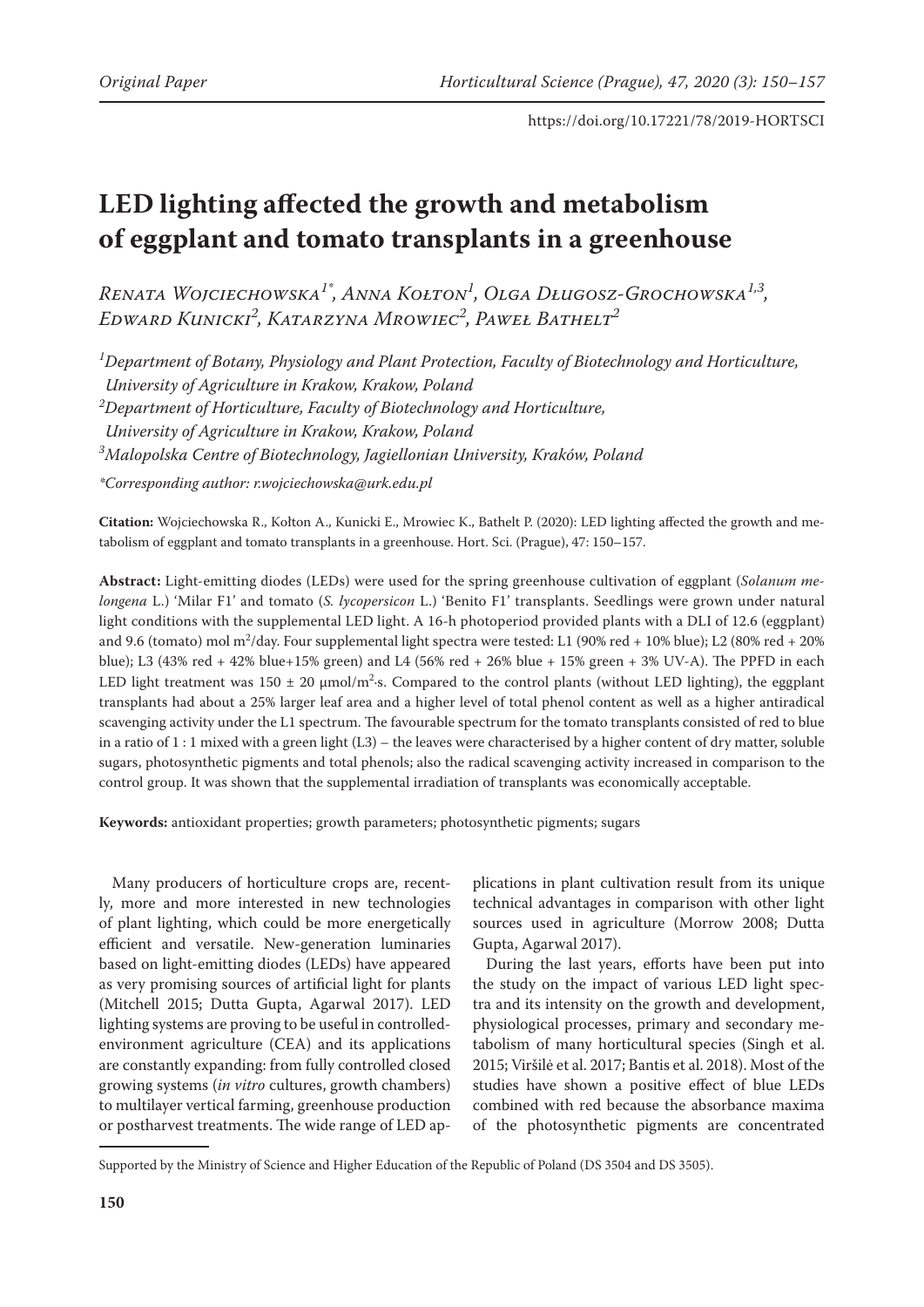Original Paper

https://doi.org/10.17221/78/2019-HORTSCI

# LED lighting affected the growth and metabolism of eggplant and tomato transplants in a greenhouse

*Renata Wojciechowska*[1*], *Anna Kołton*[1], *Olga Długosz-Grochowska*[1,3], *Edward Kunicki*[2], *Katarzyna Mrowiec*[2], *Paweł Bathelt*[2]

[1]Department of Botany, Physiology and Plant Protection, Faculty of Biotechnology and Horticulture, University of Agriculture in Krakow, Krakow, Poland

[2]Department of Horticulture, Faculty of Biotechnology and Horticulture, University of Agriculture in Krakow, Krakow, Poland

[3]Malopolska Centre of Biotechnology, Jagiellonian University, Kraków, Poland

*Corresponding author: r.wojciechowska@urk.edu.pl

**Citation:** Wojciechowska R., Kołton A., Kunicki E., Mrowiec K., Bathelt P. (2020): LED lighting affected the growth and metabolism of eggplant and tomato transplants in a greenhouse. Hort. Sci. (Prague), 47: 150–157.

**Abstract:** Light-emitting diodes (LEDs) were used for the spring greenhouse cultivation of eggplant (*Solanum melongena* L.) 'Milar F1' and tomato (*S. lycopersicon* L.) 'Benito F1' transplants. Seedlings were grown under natural light conditions with the supplemental LED light. A 16-h photoperiod provided plants with a DLI of 12.6 (eggplant) and 9.6 (tomato) mol $m^2$/day. Four supplemental light spectra were tested: L1 (90% red + 10% blue); L2 (80% red + 20% blue); L3 (43% red + 42% blue+15% green) and L4 (56% red + 26% blue + 15% green + 3% UV-A). The PPFD in each LED light treatment was 150 ± 20 μmol/$m^2$·s. Compared to the control plants (without LED lighting), the eggplant transplants had about a 25% larger leaf area and a higher level of total phenol content as well as a higher antiradical scavenging activity under the L1 spectrum. The favourable spectrum for the tomato transplants consisted of red to blue in a ratio of 1 : 1 mixed with a green light (L3) – the leaves were characterised by a higher content of dry matter, soluble sugars, photosynthetic pigments and total phenols; also the radical scavenging activity increased in comparison to the control group. It was shown that the supplemental irradiation of transplants was economically acceptable.

**Keywords:** antioxidant properties; growth parameters; photosynthetic pigments; sugars

Many producers of horticulture crops are, recently, more and more interested in new technologies of plant lighting, which could be more energetically efficient and versatile. New-generation luminaries based on light-emitting diodes (LEDs) have appeared as very promising sources of artificial light for plants (Mitchell 2015; Dutta Gupta, Agarwal 2017). LED lighting systems are proving to be useful in controlled-environment agriculture (CEA) and its applications are constantly expanding: from fully controlled closed growing systems (*in vitro* cultures, growth chambers) to multilayer vertical farming, greenhouse production or postharvest treatments. The wide range of LED applications in plant cultivation result from its unique technical advantages in comparison with other light sources used in agriculture (Morrow 2008; Dutta Gupta, Agarwal 2017).

During the last years, efforts have been put into the study on the impact of various LED light spectra and its intensity on the growth and development, physiological processes, primary and secondary metabolism of many horticultural species (Singh et al. 2015; Viršilė et al. 2017; Bantis et al. 2018). Most of the studies have shown a positive effect of blue LEDs combined with red because the absorbance maxima of the photosynthetic pigments are concentrated

Supported by the Ministry of Science and Higher Education of the Republic of Poland (DS 3504 and DS 3505).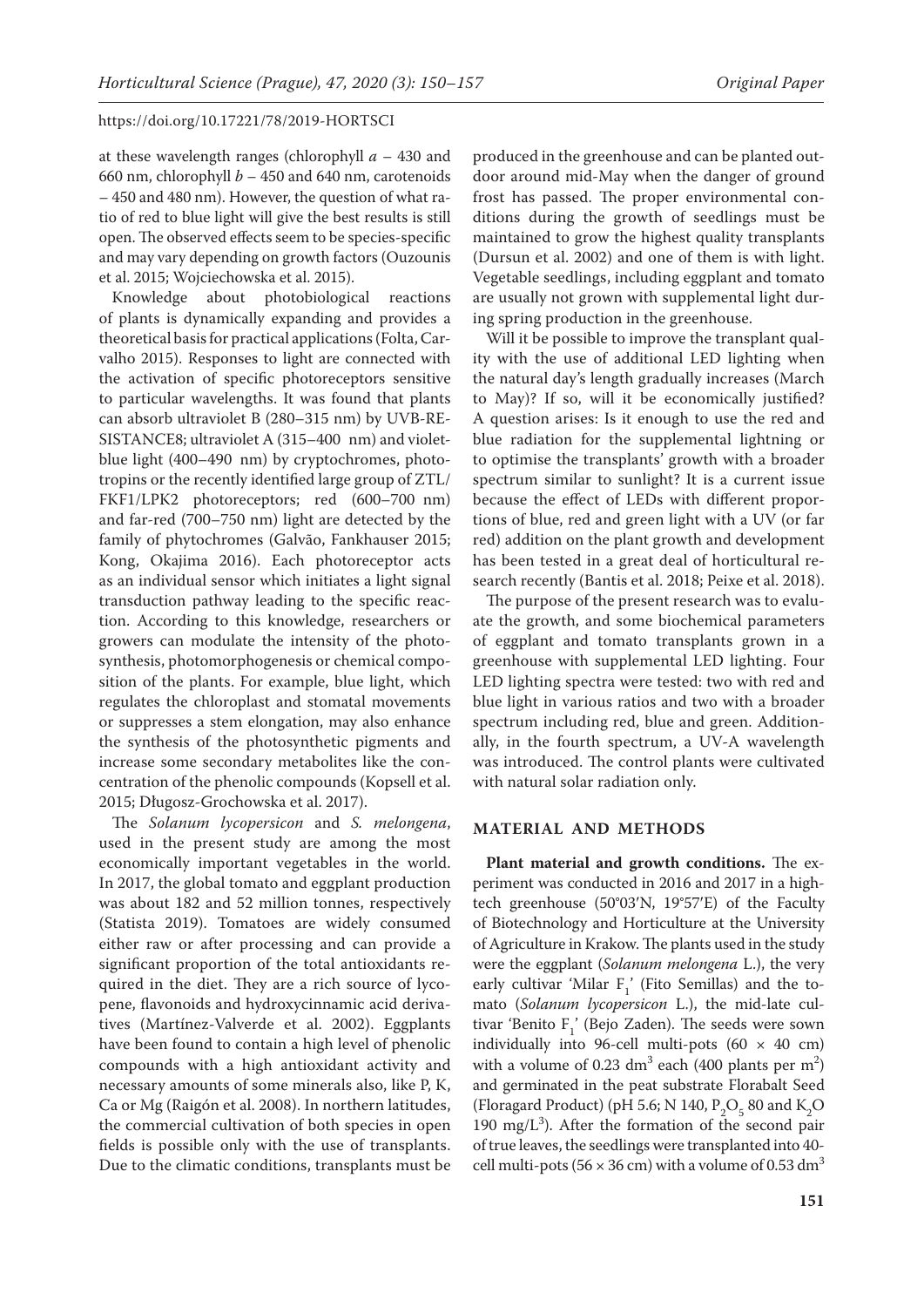at these wavelength ranges (chlorophyll *a* – 430 and 660 nm, chlorophyll *b* – 450 and 640 nm, carotenoids – 450 and 480 nm). However, the question of what ratio of red to blue light will give the best results is still open. The observed effects seem to be species-specific and may vary depending on growth factors (Ouzounis et al. 2015; Wojciechowska et al. 2015).

Knowledge about photobiological reactions of plants is dynamically expanding and provides a theoretical basis for practical applications (Folta, Carvalho 2015). Responses to light are connected with the activation of specific photoreceptors sensitive to particular wavelengths. It was found that plants can absorb ultraviolet B (280–315 nm) by UVB-RESISTANCE8; ultraviolet A (315–400 nm) and violet-blue light (400–490 nm) by cryptochromes, phototropins or the recently identified large group of ZTL/FKF1/LPK2 photoreceptors; red (600–700 nm) and far-red (700–750 nm) light are detected by the family of phytochromes (Galvão, Fankhauser 2015; Kong, Okajima 2016). Each photoreceptor acts as an individual sensor which initiates a light signal transduction pathway leading to the specific reaction. According to this knowledge, researchers or growers can modulate the intensity of the photosynthesis, photomorphogenesis or chemical composition of the plants. For example, blue light, which regulates the chloroplast and stomatal movements or suppresses a stem elongation, may also enhance the synthesis of the photosynthetic pigments and increase some secondary metabolites like the concentration of the phenolic compounds (Kopsell et al. 2015; Długosz-Grochowska et al. 2017).

The *Solanum lycopersicon* and *S. melongena*, used in the present study are among the most economically important vegetables in the world. In 2017, the global tomato and eggplant production was about 182 and 52 million tonnes, respectively (Statista 2019). Tomatoes are widely consumed either raw or after processing and can provide a significant proportion of the total antioxidants required in the diet. They are a rich source of lycopene, flavonoids and hydroxycinnamic acid derivatives (Martínez-Valverde et al. 2002). Eggplants have been found to contain a high level of phenolic compounds with a high antioxidant activity and necessary amounts of some minerals also, like P, K, Ca or Mg (Raigón et al. 2008). In northern latitudes, the commercial cultivation of both species in open fields is possible only with the use of transplants. Due to the climatic conditions, transplants must be produced in the greenhouse and can be planted outdoor around mid-May when the danger of ground frost has passed. The proper environmental conditions during the growth of seedlings must be maintained to grow the highest quality transplants (Dursun et al. 2002) and one of them is with light. Vegetable seedlings, including eggplant and tomato are usually not grown with supplemental light during spring production in the greenhouse.

Will it be possible to improve the transplant quality with the use of additional LED lighting when the natural day's length gradually increases (March to May)? If so, will it be economically justified? A question arises: Is it enough to use the red and blue radiation for the supplemental lightning or to optimise the transplants' growth with a broader spectrum similar to sunlight? It is a current issue because the effect of LEDs with different proportions of blue, red and green light with a UV (or far red) addition on the plant growth and development has been tested in a great deal of horticultural research recently (Bantis et al. 2018; Peixe et al. 2018).

The purpose of the present research was to evaluate the growth, and some biochemical parameters of eggplant and tomato transplants grown in a greenhouse with supplemental LED lighting. Four LED lighting spectra were tested: two with red and blue light in various ratios and two with a broader spectrum including red, blue and green. Additionally, in the fourth spectrum, a UV-A wavelength was introduced. The control plants were cultivated with natural solar radiation only.

## MATERIAL AND METHODS

**Plant material and growth conditions.** The experiment was conducted in 2016 and 2017 in a high-tech greenhouse (50°03'N, 19°57'E) of the Faculty of Biotechnology and Horticulture at the University of Agriculture in Krakow. The plants used in the study were the eggplant (*Solanum melongena* L.), the very early cultivar 'Milar $F_1$' (Fito Semillas) and the tomato (*Solanum lycopersicon* L.), the mid-late cultivar 'Benito $F_1$' (Bejo Zaden). The seeds were sown individually into 96-cell multi-pots (60 × 40 cm) with a volume of 0.23 $dm^3$ each (400 plants per $m^2$) and germinated in the peat substrate Florabalt Seed (Floragard Product) (pH 5.6; N 140, $P_2O_5$ 80 and $K_2O$ 190 $mg/L^3$). After the formation of the second pair of true leaves, the seedlings were transplanted into 40-cell multi-pots (56 × 36 cm) with a volume of 0.53 $dm^3$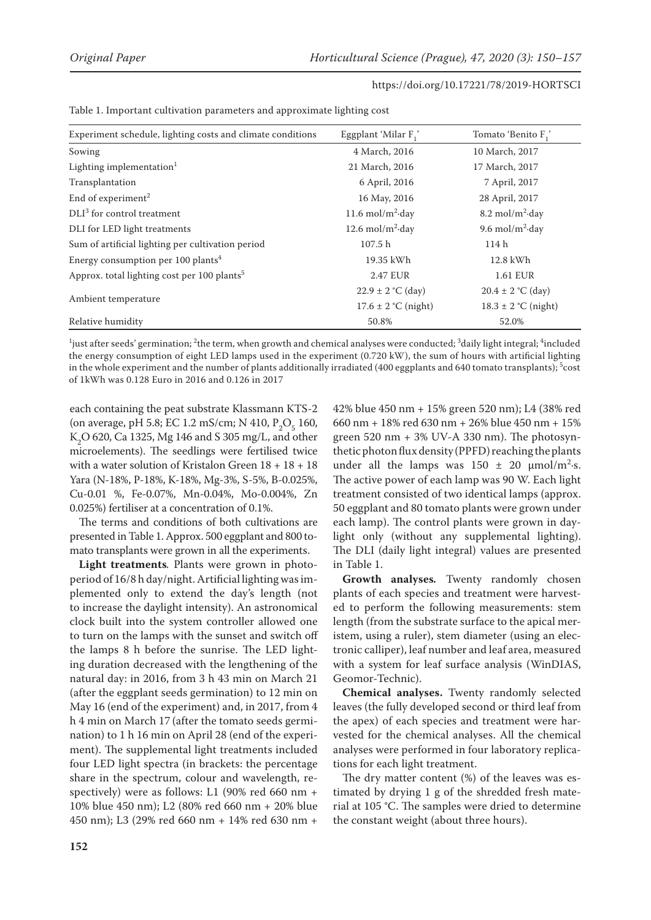Table 1. Important cultivation parameters and approximate lighting cost

| Experiment schedule, lighting costs and climate conditions | Eggplant 'Milar $F_1$' | Tomato 'Benito $F_1$' |
|---|---|---|
| Sowing | 4 March, 2016 | 10 March, 2017 |
| Lighting implementation[1] | 21 March, 2016 | 17 March, 2017 |
| Transplantation | 6 April, 2016 | 7 April, 2017 |
| End of experiment[2] | 16 May, 2016 | 28 April, 2017 |
| DLI[3] for control treatment | 11.6 mol/m²·day | 8.2 mol/m²·day |
| DLI for LED light treatments | 12.6 mol/m²·day | 9.6 mol/m²·day |
| Sum of artificial lighting per cultivation period | 107.5 h | 114 h |
| Energy consumption per 100 plants[4] | 19.35 kWh | 12.8 kWh |
| Approx. total lighting cost per 100 plants[5] | 2.47 EUR | 1.61 EUR |
| Ambient temperature | 22.9 ± 2 °C (day) | 20.4 ± 2 °C (day) |
| | 17.6 ± 2 °C (night) | 18.3 ± 2 °C (night) |
| Relative humidity | 50.8% | 52.0% |

[1]just after seeds' germination; [2]the term, when growth and chemical analyses were conducted; [3]daily light integral; [4]included the energy consumption of eight LED lamps used in the experiment (0.720 kW), the sum of hours with artificial lighting in the whole experiment and the number of plants additionally irradiated (400 eggplants and 640 tomato transplants); [5]cost of 1kWh was 0.128 Euro in 2016 and 0.126 in 2017

each containing the peat substrate Klassmann KTS-2 (on average, pH 5.8; EC 1.2 mS/cm; N 410, $P_2O_5$ 160, $K_2O$ 620, Ca 1325, Mg 146 and S 305 mg/L, and other microelements). The seedlings were fertilised twice with a water solution of Kristalon Green 18 + 18 + 18 Yara (N-18%, P-18%, K-18%, Mg-3%, S-5%, B-0.025%, Cu-0.01 %, Fe-0.07%, Mn-0.04%, Mo-0.004%, Zn 0.025%) fertiliser at a concentration of 0.1%.

The terms and conditions of both cultivations are presented in Table 1. Approx. 500 eggplant and 800 tomato transplants were grown in all the experiments.

**Light treatments**. Plants were grown in photoperiod of 16/8 h day/night. Artificial lighting was implemented only to extend the day's length (not to increase the daylight intensity). An astronomical clock built into the system controller allowed one to turn on the lamps with the sunset and switch off the lamps 8 h before the sunrise. The LED lighting duration decreased with the lengthening of the natural day: in 2016, from 3 h 43 min on March 21 (after the eggplant seeds germination) to 12 min on May 16 (end of the experiment) and, in 2017, from 4 h 4 min on March 17 (after the tomato seeds germination) to 1 h 16 min on April 28 (end of the experiment). The supplemental light treatments included four LED light spectra (in brackets: the percentage share in the spectrum, colour and wavelength, respectively) were as follows: L1 (90% red 660 nm + 10% blue 450 nm); L2 (80% red 660 nm + 20% blue 450 nm); L3 (29% red 660 nm + 14% red 630 nm + 42% blue 450 nm + 15% green 520 nm); L4 (38% red 660 nm + 18% red 630 nm + 26% blue 450 nm + 15% green 520 nm + 3% UV-A 330 nm). The photosynthetic photon flux density (PPFD) reaching the plants under all the lamps was 150 ± 20 μmol/m²·s. The active power of each lamp was 90 W. Each light treatment consisted of two identical lamps (approx. 50 eggplant and 80 tomato plants were grown under each lamp). The control plants were grown in daylight only (without any supplemental lighting). The DLI (daily light integral) values are presented in Table 1.

**Growth analyses.** Twenty randomly chosen plants of each species and treatment were harvested to perform the following measurements: stem length (from the substrate surface to the apical meristem, using a ruler), stem diameter (using an electronic calliper), leaf number and leaf area, measured with a system for leaf surface analysis (WinDIAS, Geomor-Technic).

**Chemical analyses.** Twenty randomly selected leaves (the fully developed second or third leaf from the apex) of each species and treatment were harvested for the chemical analyses. All the chemical analyses were performed in four laboratory replications for each light treatment.

The dry matter content (%) of the leaves was estimated by drying 1 g of the shredded fresh material at 105 °C. The samples were dried to determine the constant weight (about three hours).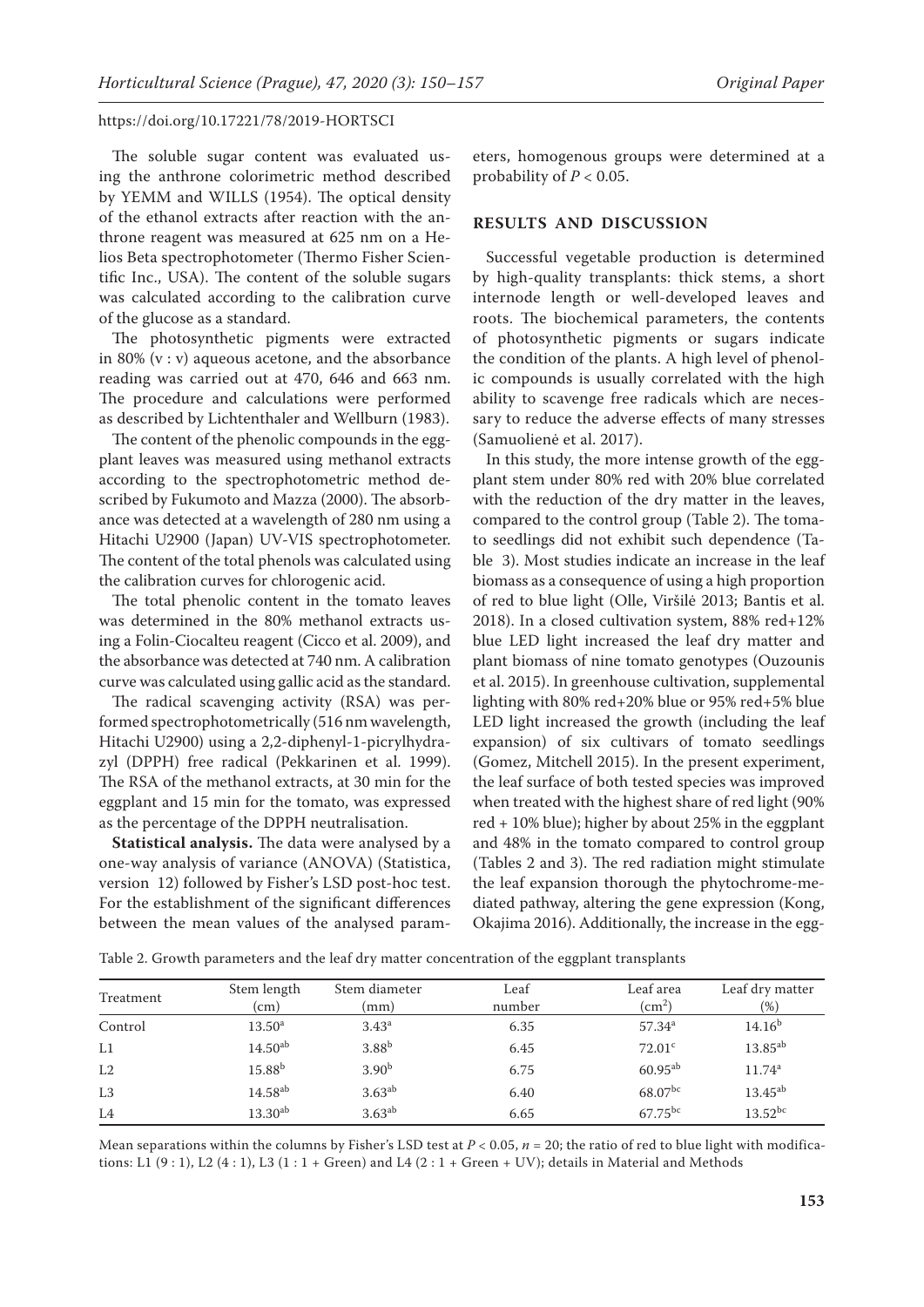The soluble sugar content was evaluated using the anthrone colorimetric method described by YEMM and WILLS (1954). The optical density of the ethanol extracts after reaction with the anthrone reagent was measured at 625 nm on a Helios Beta spectrophotometer (Thermo Fisher Scientific Inc., USA). The content of the soluble sugars was calculated according to the calibration curve of the glucose as a standard.

The photosynthetic pigments were extracted in 80% (v : v) aqueous acetone, and the absorbance reading was carried out at 470, 646 and 663 nm. The procedure and calculations were performed as described by Lichtenthaler and Wellburn (1983).

The content of the phenolic compounds in the eggplant leaves was measured using methanol extracts according to the spectrophotometric method described by Fukumoto and Mazza (2000). The absorbance was detected at a wavelength of 280 nm using a Hitachi U2900 (Japan) UV-VIS spectrophotometer. The content of the total phenols was calculated using the calibration curves for chlorogenic acid.

The total phenolic content in the tomato leaves was determined in the 80% methanol extracts using a Folin-Ciocalteu reagent (Cicco et al. 2009), and the absorbance was detected at 740 nm. A calibration curve was calculated using gallic acid as the standard.

The radical scavenging activity (RSA) was performed spectrophotometrically (516 nm wavelength, Hitachi U2900) using a 2,2-diphenyl-1-picrylhydrazyl (DPPH) free radical (Pekkarinen et al. 1999). The RSA of the methanol extracts, at 30 min for the eggplant and 15 min for the tomato, was expressed as the percentage of the DPPH neutralisation.

**Statistical analysis.** The data were analysed by a one-way analysis of variance (ANOVA) (Statistica, version 12) followed by Fisher's LSD post-hoc test. For the establishment of the significant differences between the mean values of the analysed parameters, homogenous groups were determined at a probability of $P < 0.05$.

## RESULTS AND DISCUSSION

Successful vegetable production is determined by high-quality transplants: thick stems, a short internode length or well-developed leaves and roots. The biochemical parameters, the contents of photosynthetic pigments or sugars indicate the condition of the plants. A high level of phenolic compounds is usually correlated with the high ability to scavenge free radicals which are necessary to reduce the adverse effects of many stresses (Samuolienė et al. 2017).

In this study, the more intense growth of the eggplant stem under 80% red with 20% blue correlated with the reduction of the dry matter in the leaves, compared to the control group (Table 2). The tomato seedlings did not exhibit such dependence (Table 3). Most studies indicate an increase in the leaf biomass as a consequence of using a high proportion of red to blue light (Olle, Viršilė 2013; Bantis et al. 2018). In a closed cultivation system, 88% red+12% blue LED light increased the leaf dry matter and plant biomass of nine tomato genotypes (Ouzounis et al. 2015). In greenhouse cultivation, supplemental lighting with 80% red+20% blue or 95% red+5% blue LED light increased the growth (including the leaf expansion) of six cultivars of tomato seedlings (Gomez, Mitchell 2015). In the present experiment, the leaf surface of both tested species was improved when treated with the highest share of red light (90% red + 10% blue); higher by about 25% in the eggplant and 48% in the tomato compared to control group (Tables 2 and 3). The red radiation might stimulate the leaf expansion thorough the phytochrome-mediated pathway, altering the gene expression (Kong, Okajima 2016). Additionally, the increase in the egg-

Table 2. Growth parameters and the leaf dry matter concentration of the eggplant transplants

| Treatment | Stem length (cm) | Stem diameter (mm) | Leaf number | Leaf area (cm$^2$) | Leaf dry matter (%) |
|---|---|---|---|---|---|
| Control | 13.50$^{a}$ | 3.43$^{a}$ | 6.35 | 57.34$^{a}$ | 14.16$^{b}$ |
| L1 | 14.50$^{ab}$ | 3.88$^{b}$ | 6.45 | 72.01$^{c}$ | 13.85$^{ab}$ |
| L2 | 15.88$^{b}$ | 3.90$^{b}$ | 6.75 | 60.95$^{ab}$ | 11.74$^{a}$ |
| L3 | 14.58$^{ab}$ | 3.63$^{ab}$ | 6.40 | 68.07$^{bc}$ | 13.45$^{ab}$ |
| L4 | 13.30$^{ab}$ | 3.63$^{ab}$ | 6.65 | 67.75$^{bc}$ | 13.52$^{bc}$ |

Mean separations within the columns by Fisher's LSD test at $P < 0.05$, $n = 20$; the ratio of red to blue light with modifications: L1 (9 : 1), L2 (4 : 1), L3 (1 : 1 + Green) and L4 (2 : 1 + Green + UV); details in Material and Methods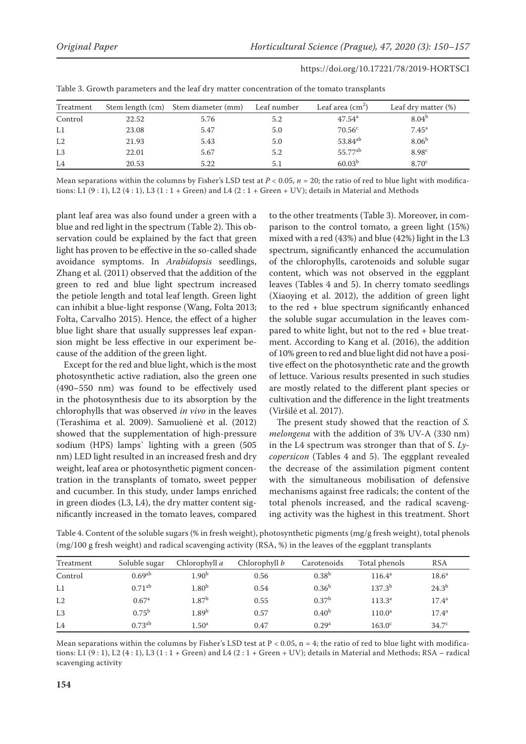Table 3. Growth parameters and the leaf dry matter concentration of the tomato transplants

| Treatment | Stem length (cm) | Stem diameter (mm) | Leaf number | Leaf area (cm$^2$) | Leaf dry matter (%) |
|---|---|---|---|---|---|
| Control | 22.52 | 5.76 | 5.2 | 47.54$^a$ | 8.04$^b$ |
| L1 | 23.08 | 5.47 | 5.0 | 70.56$^c$ | 7.45$^a$ |
| L2 | 21.93 | 5.43 | 5.0 | 53.84$^{ab}$ | 8.06$^b$ |
| L3 | 22.01 | 5.67 | 5.2 | 55.77$^{ab}$ | 8.98$^c$ |
| L4 | 20.53 | 5.22 | 5.1 | 60.03$^b$ | 8.70$^c$ |

Mean separations within the columns by Fisher's LSD test at $P < 0.05$, $n = 20$; the ratio of red to blue light with modifications: L1 (9 : 1), L2 (4 : 1), L3 (1 : 1 + Green) and L4 (2 : 1 + Green + UV); details in Material and Methods

plant leaf area was also found under a green with a blue and red light in the spectrum (Table 2). This observation could be explained by the fact that green light has proven to be effective in the so-called shade avoidance symptoms. In *Arabidopsis* seedlings, Zhang et al. (2011) observed that the addition of the green to red and blue light spectrum increased the petiole length and total leaf length. Green light can inhibit a blue-light response (Wang, Folta 2013; Folta, Carvalho 2015). Hence, the effect of a higher blue light share that usually suppresses leaf expansion might be less effective in our experiment because of the addition of the green light.

Except for the red and blue light, which is the most photosynthetic active radiation, also the green one (490–550 nm) was found to be effectively used in the photosynthesis due to its absorption by the chlorophylls that was observed *in vivo* in the leaves (Terashima et al. 2009). Samuolienė et al. (2012) showed that the supplementation of high-pressure sodium (HPS) lamps` lighting with a green (505 nm) LED light resulted in an increased fresh and dry weight, leaf area or photosynthetic pigment concentration in the transplants of tomato, sweet pepper and cucumber. In this study, under lamps enriched in green diodes (L3, L4), the dry matter content significantly increased in the tomato leaves, compared to the other treatments (Table 3). Moreover, in comparison to the control tomato, a green light (15%) mixed with a red (43%) and blue (42%) light in the L3 spectrum, significantly enhanced the accumulation of the chlorophylls, carotenoids and soluble sugar content, which was not observed in the eggplant leaves (Tables 4 and 5). In cherry tomato seedlings (Xiaoying et al. 2012), the addition of green light to the red + blue spectrum significantly enhanced the soluble sugar accumulation in the leaves compared to white light, but not to the red + blue treatment. According to Kang et al. (2016), the addition of 10% green to red and blue light did not have a positive effect on the photosynthetic rate and the growth of lettuce. Various results presented in such studies are mostly related to the different plant species or cultivation and the difference in the light treatments (Viršilė et al. 2017).

The present study showed that the reaction of *S. melongena* with the addition of 3% UV-A (330 nm) in the L4 spectrum was stronger than that of S. *Lycopersicon* (Tables 4 and 5). The eggplant revealed the decrease of the assimilation pigment content with the simultaneous mobilisation of defensive mechanisms against free radicals; the content of the total phenols increased, and the radical scavenging activity was the highest in this treatment. Short

Table 4. Content of the soluble sugars (% in fresh weight), photosynthetic pigments (mg/g fresh weight), total phenols (mg/100 g fresh weight) and radical scavenging activity (RSA, %) in the leaves of the eggplant transplants

| Treatment | Soluble sugar | Chlorophyll *a* | Chlorophyll *b* | Carotenoids | Total phenols | RSA |
|---|---|---|---|---|---|---|
| Control | 0.69$^{ab}$ | 1.90$^b$ | 0.56 | 0.38$^b$ | 116.4$^a$ | 18.6$^a$ |
| L1 | 0.71$^{ab}$ | 1.80$^b$ | 0.54 | 0.36$^b$ | 137.3$^b$ | 24.3$^b$ |
| L2 | 0.67$^a$ | 1.87$^b$ | 0.55 | 0.37$^b$ | 113.3$^a$ | 17.4$^a$ |
| L3 | 0.75$^b$ | 1.89$^b$ | 0.57 | 0.40$^b$ | 110.0$^a$ | 17.4$^a$ |
| L4 | 0.73$^{ab}$ | 1.50$^a$ | 0.47 | 0.29$^a$ | 163.0$^c$ | 34.7$^c$ |

Mean separations within the columns by Fisher's LSD test at $P < 0.05$, $n = 4$; the ratio of red to blue light with modifications: L1 (9 : 1), L2 (4 : 1), L3 (1 : 1 + Green) and L4 (2 : 1 + Green + UV); details in Material and Methods; RSA – radical scavenging activity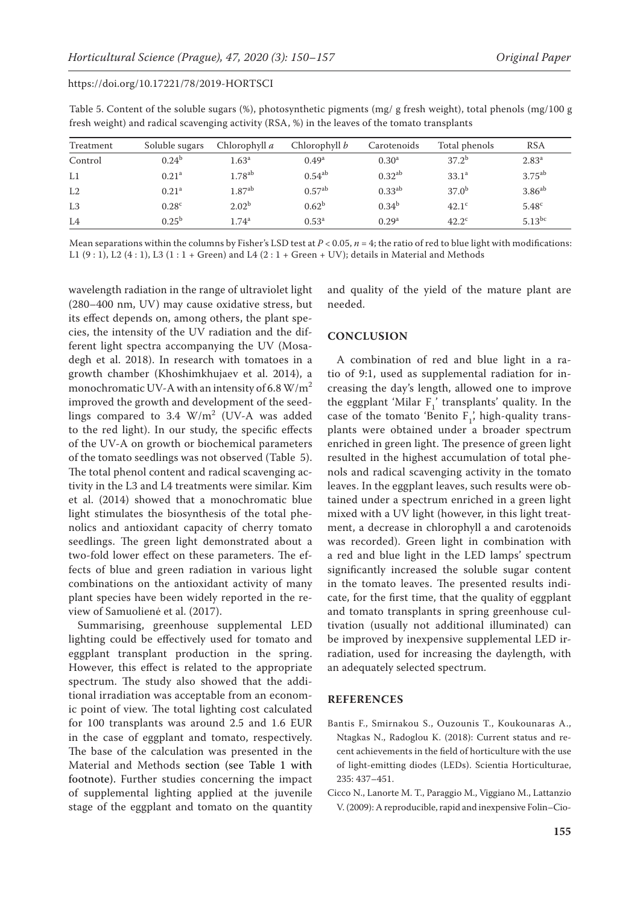Table 5. Content of the soluble sugars (%), photosynthetic pigments (mg/ g fresh weight), total phenols (mg/100 g fresh weight) and radical scavenging activity (RSA, %) in the leaves of the tomato transplants

| Treatment | Soluble sugars | Chlorophyll *a* | Chlorophyll *b* | Carotenoids | Total phenols | RSA |
|---|---|---|---|---|---|---|
| Control | $0.24^{b}$ | $1.63^{a}$ | $0.49^{a}$ | $0.30^{a}$ | $37.2^{b}$ | $2.83^{a}$ |
| L1 | $0.21^{a}$ | $1.78^{ab}$ | $0.54^{ab}$ | $0.32^{ab}$ | $33.1^{a}$ | $3.75^{ab}$ |
| L2 | $0.21^{a}$ | $1.87^{ab}$ | $0.57^{ab}$ | $0.33^{ab}$ | $37.0^{b}$ | $3.86^{ab}$ |
| L3 | $0.28^{c}$ | $2.02^{b}$ | $0.62^{b}$ | $0.34^{b}$ | $42.1^{c}$ | $5.48^{c}$ |
| L4 | $0.25^{b}$ | $1.74^{a}$ | $0.53^{a}$ | $0.29^{a}$ | $42.2^{c}$ | $5.13^{bc}$ |

Mean separations within the columns by Fisher's LSD test at $P < 0.05$, $n = 4$; the ratio of red to blue light with modifications: L1 (9 : 1), L2 (4 : 1), L3 (1 : 1 + Green) and L4 (2 : 1 + Green + UV); details in Material and Methods

wavelength radiation in the range of ultraviolet light (280–400 nm, UV) may cause oxidative stress, but its effect depends on, among others, the plant species, the intensity of the UV radiation and the different light spectra accompanying the UV (Mosadegh et al. 2018). In research with tomatoes in a growth chamber (Khoshimkhujaev et al. 2014), a monochromatic UV-A with an intensity of 6.8 $W/m^2$ improved the growth and development of the seedlings compared to 3.4 $W/m^2$ (UV-A was added to the red light). In our study, the specific effects of the UV-A on growth or biochemical parameters of the tomato seedlings was not observed (Table 5). The total phenol content and radical scavenging activity in the L3 and L4 treatments were similar. Kim et al. (2014) showed that a monochromatic blue light stimulates the biosynthesis of the total phenolics and antioxidant capacity of cherry tomato seedlings. The green light demonstrated about a two-fold lower effect on these parameters. The effects of blue and green radiation in various light combinations on the antioxidant activity of many plant species have been widely reported in the review of Samuolienė et al. (2017).

Summarising, greenhouse supplemental LED lighting could be effectively used for tomato and eggplant transplant production in the spring. However, this effect is related to the appropriate spectrum. The study also showed that the additional irradiation was acceptable from an economic point of view. The total lighting cost calculated for 100 transplants was around 2.5 and 1.6 EUR in the case of eggplant and tomato, respectively. The base of the calculation was presented in the Material and Methods section (see Table 1 with footnote). Further studies concerning the impact of supplemental lighting applied at the juvenile stage of the eggplant and tomato on the quantity and quality of the yield of the mature plant are needed.

## CONCLUSION

A combination of red and blue light in a ratio of 9:1, used as supplemental radiation for increasing the day's length, allowed one to improve the eggplant 'Milar $F_1$' transplants' quality. In the case of the tomato 'Benito $F_1$', high-quality transplants were obtained under a broader spectrum enriched in green light. The presence of green light resulted in the highest accumulation of total phenols and radical scavenging activity in the tomato leaves. In the eggplant leaves, such results were obtained under a spectrum enriched in a green light mixed with a UV light (however, in this light treatment, a decrease in chlorophyll a and carotenoids was recorded). Green light in combination with a red and blue light in the LED lamps' spectrum significantly increased the soluble sugar content in the tomato leaves. The presented results indicate, for the first time, that the quality of eggplant and tomato transplants in spring greenhouse cultivation (usually not additional illuminated) can be improved by inexpensive supplemental LED irradiation, used for increasing the daylength, with an adequately selected spectrum.

## REFERENCES

Bantis F., Smirnakou S., Ouzounis T., Koukounaras A., Ntagkas N., Radoglou K. (2018): Current status and recent achievements in the field of horticulture with the use of light-emitting diodes (LEDs). Scientia Horticulturae, 235: 437–451.

Cicco N., Lanorte M. T., Paraggio M., Viggiano M., Lattanzio V. (2009): A reproducible, rapid and inexpensive Folin–Cio-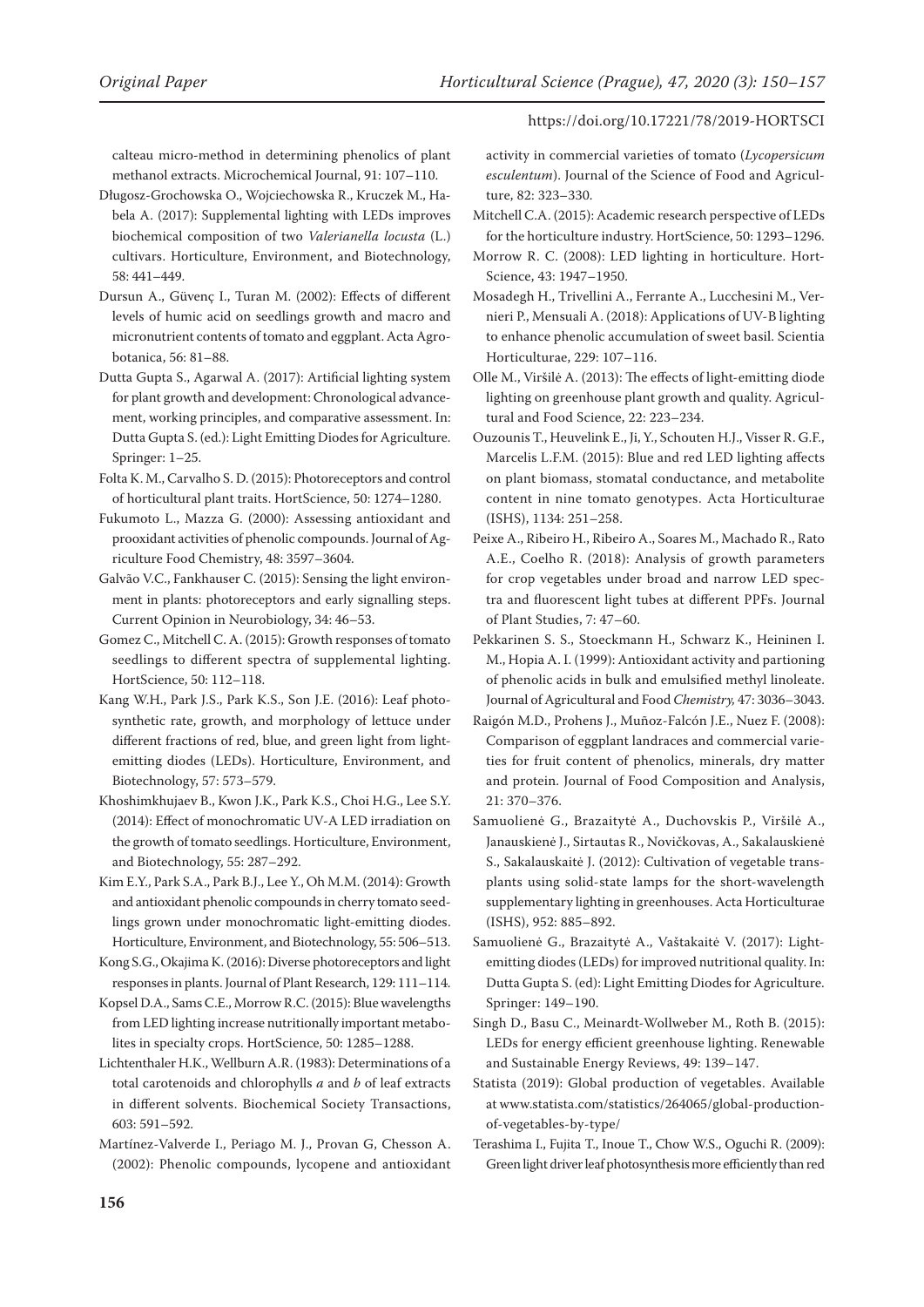calteau micro-method in determining phenolics of plant methanol extracts. Microchemical Journal, 91: 107–110.

Długosz-Grochowska O., Wojciechowska R., Kruczek M., Habela A. (2017): Supplemental lighting with LEDs improves biochemical composition of two *Valerianella locusta* (L.) cultivars. Horticulture, Environment, and Biotechnology, 58: 441–449.

Dursun A., Güvenç I., Turan M. (2002): Effects of different levels of humic acid on seedlings growth and macro and micronutrient contents of tomato and eggplant. Acta Agrobotanica, 56: 81–88.

Dutta Gupta S., Agarwal A. (2017): Artificial lighting system for plant growth and development: Chronological advancement, working principles, and comparative assessment. In: Dutta Gupta S. (ed.): Light Emitting Diodes for Agriculture. Springer: 1–25.

Folta K. M., Carvalho S. D. (2015): Photoreceptors and control of horticultural plant traits. HortScience, 50: 1274–1280.

Fukumoto L., Mazza G. (2000): Assessing antioxidant and prooxidant activities of phenolic compounds. Journal of Agriculture Food Chemistry, 48: 3597–3604.

Galvão V.C., Fankhauser C. (2015): Sensing the light environment in plants: photoreceptors and early signalling steps. Current Opinion in Neurobiology, 34: 46–53.

Gomez C., Mitchell C. A. (2015): Growth responses of tomato seedlings to different spectra of supplemental lighting. HortScience, 50: 112–118.

Kang W.H., Park J.S., Park K.S., Son J.E. (2016): Leaf photosynthetic rate, growth, and morphology of lettuce under different fractions of red, blue, and green light from light-emitting diodes (LEDs). Horticulture, Environment, and Biotechnology, 57: 573–579.

Khoshimkhujaev B., Kwon J.K., Park K.S., Choi H.G., Lee S.Y. (2014): Effect of monochromatic UV-A LED irradiation on the growth of tomato seedlings. Horticulture, Environment, and Biotechnology, 55: 287–292.

Kim E.Y., Park S.A., Park B.J., Lee Y., Oh M.M. (2014): Growth and antioxidant phenolic compounds in cherry tomato seedlings grown under monochromatic light-emitting diodes. Horticulture, Environment, and Biotechnology, 55: 506–513.

Kong S.G., Okajima K. (2016): Diverse photoreceptors and light responses in plants. Journal of Plant Research, 129: 111–114.

Kopsel D.A., Sams C.E., Morrow R.C. (2015): Blue wavelengths from LED lighting increase nutritionally important metabolites in specialty crops. HortScience, 50: 1285–1288.

Lichtenthaler H.K., Wellburn A.R. (1983): Determinations of a total carotenoids and chlorophylls *a* and *b* of leaf extracts in different solvents. Biochemical Society Transactions, 603: 591–592.

Martínez-Valverde I., Periago M. J., Provan G, Chesson A. (2002): Phenolic compounds, lycopene and antioxidant activity in commercial varieties of tomato (*Lycopersicum esculentum*). Journal of the Science of Food and Agriculture, 82: 323–330.

Mitchell C.A. (2015): Academic research perspective of LEDs for the horticulture industry. HortScience, 50: 1293–1296.

Morrow R. C. (2008): LED lighting in horticulture. HortScience, 43: 1947–1950.

Mosadegh H., Trivellini A., Ferrante A., Lucchesini M., Vernieri P., Mensuali A. (2018): Applications of UV-B lighting to enhance phenolic accumulation of sweet basil. Scientia Horticulturae, 229: 107–116.

Olle M., Viršilė A. (2013): The effects of light-emitting diode lighting on greenhouse plant growth and quality. Agricultural and Food Science, 22: 223–234.

Ouzounis T., Heuvelink E., Ji, Y., Schouten H.J., Visser R. G.F., Marcelis L.F.M. (2015): Blue and red LED lighting affects on plant biomass, stomatal conductance, and metabolite content in nine tomato genotypes. Acta Horticulturae (ISHS), 1134: 251–258.

Peixe A., Ribeiro H., Ribeiro A., Soares M., Machado R., Rato A.E., Coelho R. (2018): Analysis of growth parameters for crop vegetables under broad and narrow LED spectra and fluorescent light tubes at different PPFs. Journal of Plant Studies, 7: 47–60.

Pekkarinen S. S., Stoeckmann H., Schwarz K., Heininen I. M., Hopia A. I. (1999): Antioxidant activity and partioning of phenolic acids in bulk and emulsified methyl linoleate. Journal of Agricultural and Food *Chemistry,* 47: 3036–3043.

Raigón M.D., Prohens J., Muñoz-Falcón J.E., Nuez F. (2008): Comparison of eggplant landraces and commercial varieties for fruit content of phenolics, minerals, dry matter and protein. Journal of Food Composition and Analysis, 21: 370–376.

Samuolienė G., Brazaitytė A., Duchovskis P., Viršilė A., Janauskienė J., Sirtautas R., Novičkovas, A., Sakalauskienė S., Sakalauskaitė J. (2012): Cultivation of vegetable transplants using solid-state lamps for the short-wavelength supplementary lighting in greenhouses. Acta Horticulturae (ISHS), 952: 885–892.

Samuolienė G., Brazaitytė A., Vaštakaitė V. (2017): Light-emitting diodes (LEDs) for improved nutritional quality. In: Dutta Gupta S. (ed): Light Emitting Diodes for Agriculture. Springer: 149–190.

Singh D., Basu C., Meinardt-Wollweber M., Roth B. (2015): LEDs for energy efficient greenhouse lighting. Renewable and Sustainable Energy Reviews, 49: 139–147.

Statista (2019): Global production of vegetables. Available at www.statista.com/statistics/264065/global-production-of-vegetables-by-type/

Terashima I., Fujita T., Inoue T., Chow W.S., Oguchi R. (2009): Green light driver leaf photosynthesis more efficiently than red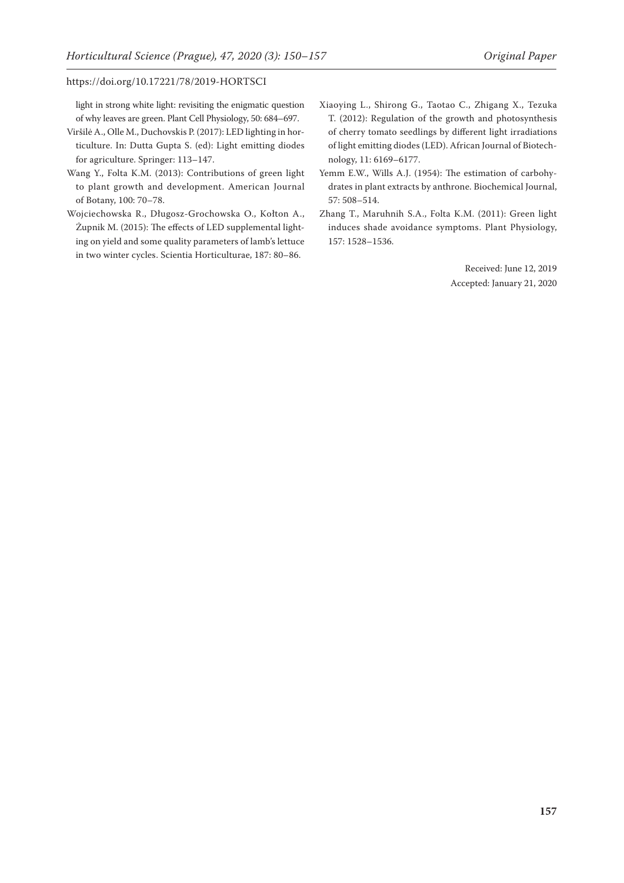light in strong white light: revisiting the enigmatic question of why leaves are green. Plant Cell Physiology, 50: 684–697.

Viršilė A., Olle M., Duchovskis P. (2017): LED lighting in horticulture. In: Dutta Gupta S. (ed): Light emitting diodes for agriculture. Springer: 113–147.

Wang Y., Folta K.M. (2013): Contributions of green light to plant growth and development. American Journal of Botany, 100: 70–78.

Wojciechowska R., Długosz-Grochowska O., Kołton A., Żupnik M. (2015): The effects of LED supplemental lighting on yield and some quality parameters of lamb's lettuce in two winter cycles. Scientia Horticulturae, 187: 80–86.

Xiaoying L., Shirong G., Taotao C., Zhigang X., Tezuka T. (2012): Regulation of the growth and photosynthesis of cherry tomato seedlings by different light irradiations of light emitting diodes (LED). African Journal of Biotechnology, 11: 6169–6177.

Yemm E.W., Wills A.J. (1954): The estimation of carbohydrates in plant extracts by anthrone. Biochemical Journal, 57: 508–514.

Zhang T., Maruhnih S.A., Folta K.M. (2011): Green light induces shade avoidance symptoms. Plant Physiology, 157: 1528–1536.

Received: June 12, 2019
Accepted: January 21, 2020